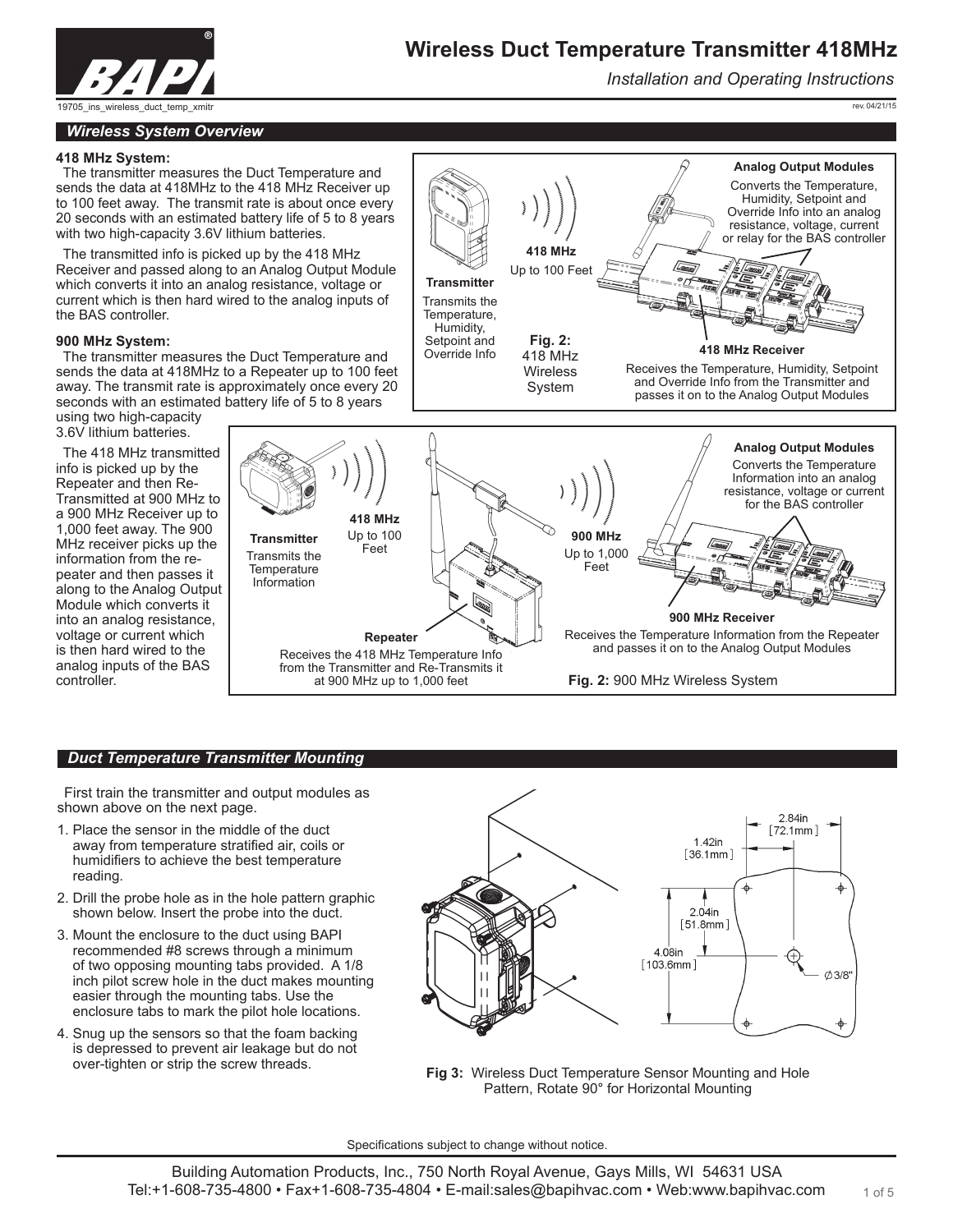# Wireless Duct Temperature Transmitter 418MHz

*Installation and Operating Instructions*

19705_ins_wireless_duct_temp_xmitr

rev. 04/21/15

## Wireless System Overview

**418 MHz System:**

The transmitter measures the Duct Temperature and sends the data at 418MHz to the 418 MHz Receiver up to 100 feet away. The transmit rate is about once every 20 seconds with an estimated battery life of 5 to 8 years with two high-capacity 3.6V lithium batteries.

The transmitted info is picked up by the 418 MHz Receiver and passed along to an Analog Output Module which converts it into an analog resistance, voltage or current which is then hard wired to the analog inputs of the BAS controller.

**900 MHz System:**

The transmitter measures the Duct Temperature and sends the data at 418MHz to a Repeater up to 100 feet away. The transmit rate is approximately once every 20 seconds with an estimated battery life of 5 to 8 years using two high-capacity 3.6V lithium batteries.

The 418 MHz transmitted info is picked up by the Repeater and then Re-Transmitted at 900 MHz to a 900 MHz Receiver up to 1,000 feet away. The 900 MHz receiver picks up the information from the repeater and then passes it along to the Analog Output Module which converts it into an analog resistance, voltage or current which is then hard wired to the analog inputs of the BAS controller.

**Transmitter** – Transmits the Temperature, Humidity, Setpoint and Override Info

**418 MHz** – Up to 100 Feet

**418 MHz Receiver** – Receives the Temperature, Humidity, Setpoint and Override Info from the Transmitter and passes it on to the Analog Output Modules

**Analog Output Modules** – Converts the Temperature, Humidity, Setpoint and Override Info into an analog resistance, voltage, current or relay for the BAS controller

**Fig. 2:** 418 MHz Wireless System

**Transmitter** – Transmits the Temperature Information

**418 MHz** – Up to 100 Feet

**Repeater** – Receives the 418 MHz Temperature Info from the Transmitter and Re-Transmits it at 900 MHz up to 1,000 feet

**900 MHz** – Up to 1,000 Feet

**900 MHz Receiver** – Receives the Temperature Information from the Repeater and passes it on to the Analog Output Modules

**Analog Output Modules** – Converts the Temperature Information into an analog resistance, voltage or current for the BAS controller

**Fig. 2:** 900 MHz Wireless System

## Duct Temperature Transmitter Mounting

First train the transmitter and output modules as shown above on the next page.

1. Place the sensor in the middle of the duct away from temperature stratified air, coils or humidifiers to achieve the best temperature reading.
2. Drill the probe hole as in the hole pattern graphic shown below. Insert the probe into the duct.
3. Mount the enclosure to the duct using BAPI recommended #8 screws through a minimum of two opposing mounting tabs provided. A 1/8 inch pilot screw hole in the duct makes mounting easier through the mounting tabs. Use the enclosure tabs to mark the pilot hole locations.
4. Snug up the sensors so that the foam backing is depressed to prevent air leakage but do not over-tighten or strip the screw threads.

2.84in [72.1mm]; 1.42in [36.1mm]; 2.04in [51.8mm]; 4.08in [103.6mm]; Ø3/8"

**Fig 3:** Wireless Duct Temperature Sensor Mounting and Hole Pattern, Rotate 90° for Horizontal Mounting

Specifications subject to change without notice.

Building Automation Products, Inc., 750 North Royal Avenue, Gays Mills, WI 54631 USA
Tel:+1-608-735-4800 • Fax+1-608-735-4804 • E-mail:sales@bapihvac.com • Web:www.bapihvac.com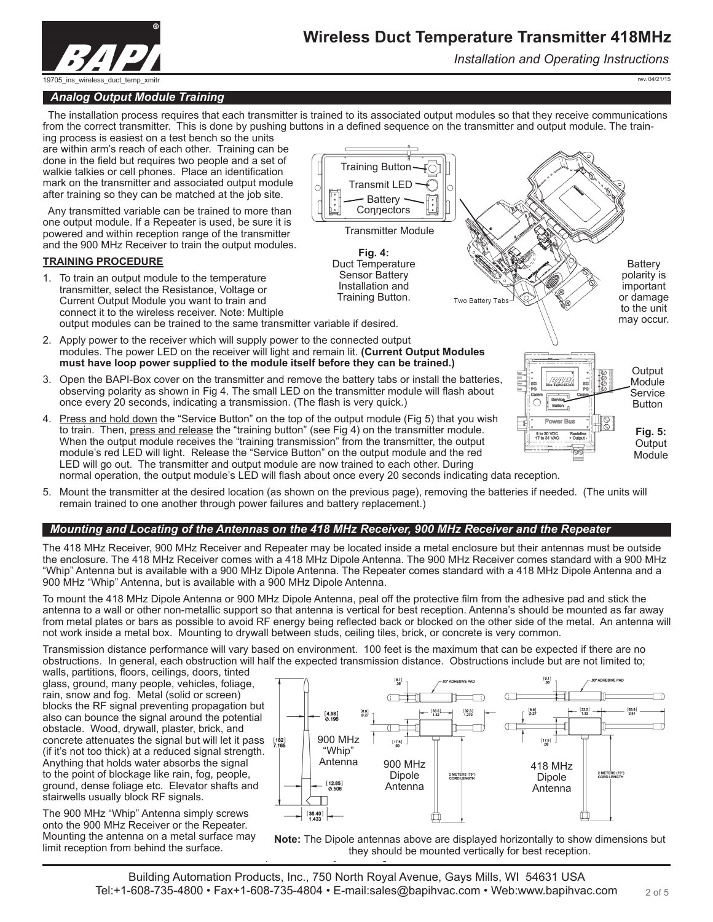## Analog Output Module Training

The installation process requires that each transmitter is trained to its associated output modules so that they receive communications from the correct transmitter. This is done by pushing buttons in a defined sequence on the transmitter and output module. The training process is easiest on a test bench so the units are within arm's reach of each other. Training can be done in the field but requires two people and a set of walkie talkies or cell phones. Place an identification mark on the transmitter and associated output module after training so they can be matched at the job site.

Any transmitted variable can be trained to more than one output module. If a Repeater is used, be sure it is powered and within reception range of the transmitter and the 900 MHz Receiver to train the output modules.

Training Button
Transmit LED
Battery Connectors
Transmitter Module

**Fig. 4:** Duct Temperature Sensor Battery Installation and Training Button.

Two Battery Tabs

Battery polarity is important or damage to the unit may occur.

**TRAINING PROCEDURE**

1. To train an output module to the temperature transmitter, select the Resistance, Voltage or Current Output Module you want to train and connect it to the wireless receiver. Note: Multiple output modules can be trained to the same transmitter variable if desired.
2. Apply power to the receiver which will supply power to the connected output modules. The power LED on the receiver will light and remain lit. **(Current Output Modules must have loop power supplied to the module itself before they can be trained.)**
3. Open the BAPI-Box cover on the transmitter and remove the battery tabs or install the batteries, observing polarity as shown in Fig 4. The small LED on the transmitter module will flash about once every 20 seconds, indicating a transmission. (The flash is very quick.)
4. Press and hold down the "Service Button" on the top of the output module (Fig 5) that you wish to train. Then, press and release the "training button" (see Fig 4) on the transmitter module. When the output module receives the "training transmission" from the transmitter, the output module's red LED will light. Release the "Service Button" on the output module and the red LED will go out. The transmitter and output module are now trained to each other. During normal operation, the output module's LED will flash about once every 20 seconds indicating data reception.
5. Mount the transmitter at the desired location (as shown on the previous page), removing the batteries if needed. (The units will remain trained to one another through power failures and battery replacement.)

Output Module Service Button

**Fig. 5:** Output Module

## Mounting and Locating of the Antennas on the 418 MHz Receiver, 900 MHz Receiver and the Repeater

The 418 MHz Receiver, 900 MHz Receiver and Repeater may be located inside a metal enclosure but their antennas must be outside the enclosure. The 418 MHz Receiver comes with a 418 MHz Dipole Antenna. The 900 MHz Receiver comes standard with a 900 MHz "Whip" Antenna but is available with a 900 MHz Dipole Antenna. The Repeater comes standard with a 418 MHz Dipole Antenna and a 900 MHz "Whip" Antenna, but is available with a 900 MHz Dipole Antenna.

To mount the 418 MHz Dipole Antenna or 900 MHz Dipole Antenna, peal off the protective film from the adhesive pad and stick the antenna to a wall or other non-metallic support so that antenna is vertical for best reception. Antenna's should be mounted as far away from metal plates or bars as possible to avoid RF energy being reflected back or blocked on the other side of the metal. An antenna will not work inside a metal box. Mounting to drywall between studs, ceiling tiles, brick, or concrete is very common.

Transmission distance performance will vary based on environment. 100 feet is the maximum that can be expected if there are no obstructions. In general, each obstruction will half the expected transmission distance. Obstructions include but are not limited to; walls, partitions, floors, ceilings, doors, tinted glass, ground, many people, vehicles, foliage, rain, snow and fog. Metal (solid or screen) blocks the RF signal preventing propagation but also can bounce the signal around the potential obstacle. Wood, drywall, plaster, brick, and concrete attenuates the signal but will let it pass (if it's not too thick) at a reduced signal strength. Anything that holds water absorbs the signal to the point of blockage like rain, fog, people, ground, dense foliage etc. Elevator shafts and stairwells usually block RF signals.

The 900 MHz "Whip" Antenna simply screws onto the 900 MHz Receiver or the Repeater. Mounting the antenna on a metal surface may limit reception from behind the surface.

900 MHz "Whip" Antenna

900 MHz Dipole Antenna

418 MHz Dipole Antenna

**Note:** The Dipole antennas above are displayed horizontally to show dimensions but they should be mounted vertically for best reception.

Building Automation Products, Inc., 750 North Royal Avenue, Gays Mills, WI 54631 USA
Tel:+1-608-735-4800 • Fax+1-608-735-4804 • E-mail:sales@bapihvac.com • Web:www.bapihvac.com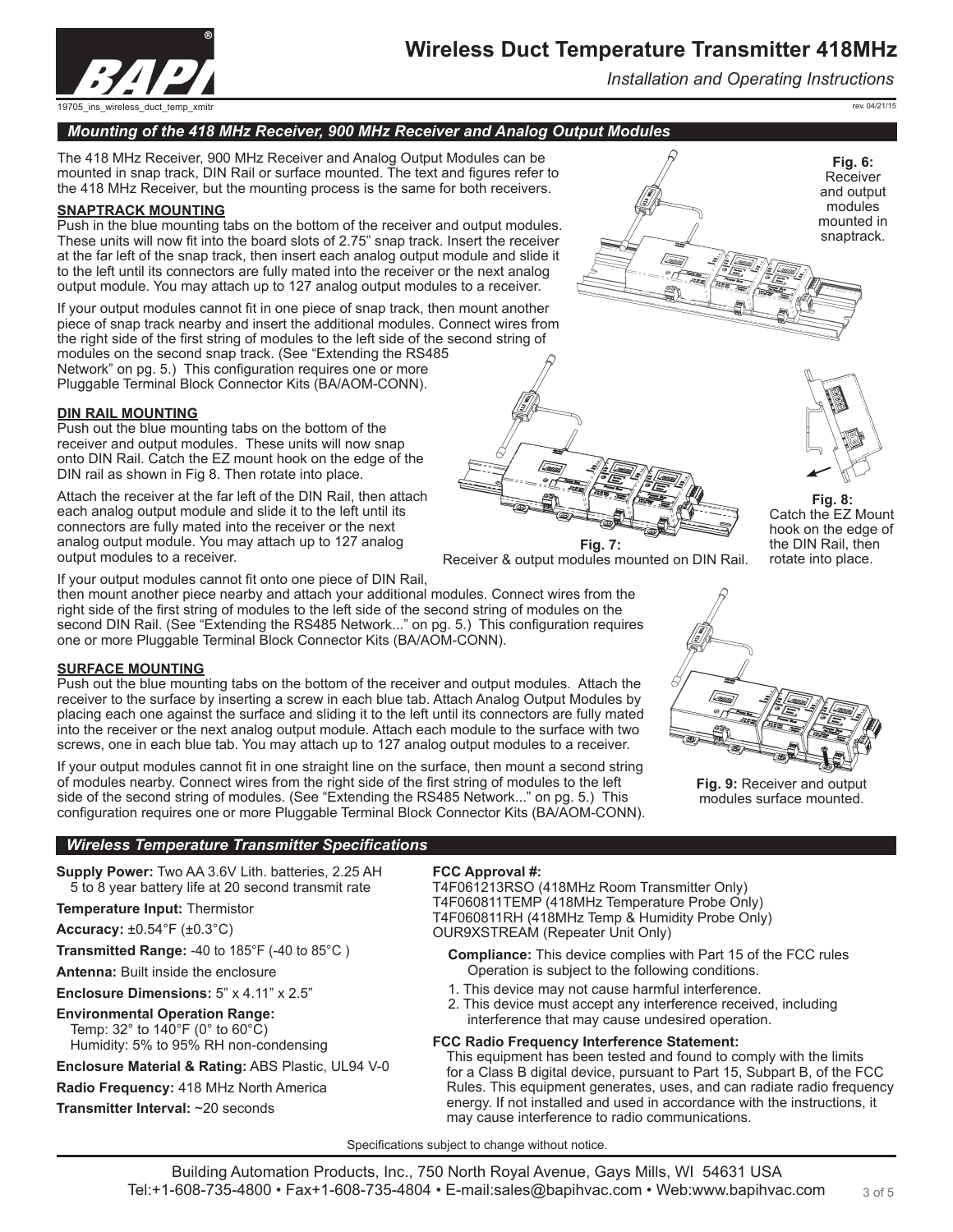## Mounting of the 418 MHz Receiver, 900 MHz Receiver and Analog Output Modules

The 418 MHz Receiver, 900 MHz Receiver and Analog Output Modules can be mounted in snap track, DIN Rail or surface mounted. The text and figures refer to the 418 MHz Receiver, but the mounting process is the same for both receivers.

### SNAPTRACK MOUNTING

Push in the blue mounting tabs on the bottom of the receiver and output modules. These units will now fit into the board slots of 2.75" snap track. Insert the receiver at the far left of the snap track, then insert each analog output module and slide it to the left until its connectors are fully mated into the receiver or the next analog output module. You may attach up to 127 analog output modules to a receiver.

If your output modules cannot fit in one piece of snap track, then mount another piece of snap track nearby and insert the additional modules. Connect wires from the right side of the first string of modules to the left side of the second string of modules on the second snap track. (See "Extending the RS485 Network" on pg. 5.) This configuration requires one or more Pluggable Terminal Block Connector Kits (BA/AOM-CONN).

**Fig. 6:** Receiver and output modules mounted in snaptrack.

### DIN RAIL MOUNTING

Push out the blue mounting tabs on the bottom of the receiver and output modules. These units will now snap onto DIN Rail. Catch the EZ mount hook on the edge of the DIN rail as shown in Fig 8. Then rotate into place.

Attach the receiver at the far left of the DIN Rail, then attach each analog output module and slide it to the left until its connectors are fully mated into the receiver or the next analog output module. You may attach up to 127 analog output modules to a receiver.

**Fig. 7:** Receiver & output modules mounted on DIN Rail.

**Fig. 8:** Catch the EZ Mount hook on the edge of the DIN Rail, then rotate into place.

If your output modules cannot fit onto one piece of DIN Rail, then mount another piece nearby and attach your additional modules. Connect wires from the right side of the first string of modules to the left side of the second string of modules on the second DIN Rail. (See "Extending the RS485 Network..." on pg. 5.) This configuration requires one or more Pluggable Terminal Block Connector Kits (BA/AOM-CONN).

### SURFACE MOUNTING

Push out the blue mounting tabs on the bottom of the receiver and output modules. Attach the receiver to the surface by inserting a screw in each blue tab. Attach Analog Output Modules by placing each one against the surface and sliding it to the left until its connectors are fully mated into the receiver or the next analog output module. Attach each module to the surface with two screws, one in each blue tab. You may attach up to 127 analog output modules to a receiver.

If your output modules cannot fit in one straight line on the surface, then mount a second string of modules nearby. Connect wires from the right side of the first string of modules to the left side of the second string of modules. (See "Extending the RS485 Network..." on pg. 5.) This configuration requires one or more Pluggable Terminal Block Connector Kits (BA/AOM-CONN).

**Fig. 9:** Receiver and output modules surface mounted.

## Wireless Temperature Transmitter Specifications

**Supply Power:** Two AA 3.6V Lith. batteries, 2.25 AH
5 to 8 year battery life at 20 second transmit rate

**Temperature Input:** Thermistor

**Accuracy:** ±0.54°F (±0.3°C)

**Transmitted Range:** -40 to 185°F (-40 to 85°C )

**Antenna:** Built inside the enclosure

**Enclosure Dimensions:** 5" x 4.11" x 2.5"

**Environmental Operation Range:**
Temp: 32° to 140°F (0° to 60°C)
Humidity: 5% to 95% RH non-condensing

**Enclosure Material & Rating:** ABS Plastic, UL94 V-0

**Radio Frequency:** 418 MHz North America

**Transmitter Interval:** ~20 seconds

**FCC Approval #:**
T4F061213RSO (418MHz Room Transmitter Only)
T4F060811TEMP (418MHz Temperature Probe Only)
T4F060811RH (418MHz Temp & Humidity Probe Only)
OUR9XSTREAM (Repeater Unit Only)

**Compliance:** This device complies with Part 15 of the FCC rules Operation is subject to the following conditions.

1. This device may not cause harmful interference.
2. This device must accept any interference received, including interference that may cause undesired operation.

**FCC Radio Frequency Interference Statement:**
This equipment has been tested and found to comply with the limits for a Class B digital device, pursuant to Part 15, Subpart B, of the FCC Rules. This equipment generates, uses, and can radiate radio frequency energy. If not installed and used in accordance with the instructions, it may cause interference to radio communications.

Specifications subject to change without notice.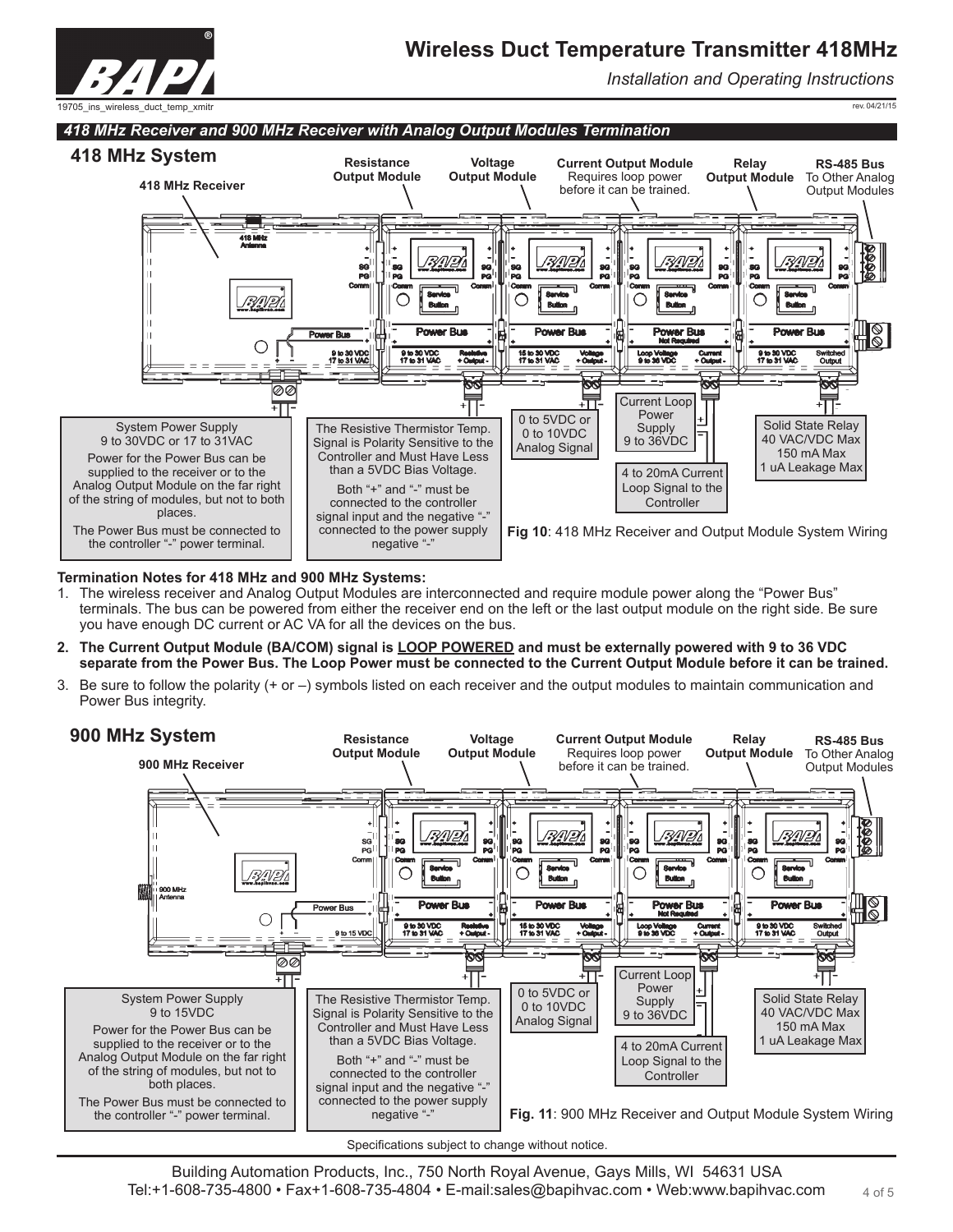## 418 MHz Receiver and 900 MHz Receiver with Analog Output Modules Termination

### 418 MHz System

418 MHz Receiver

Resistance Output Module

Voltage Output Module

Current Output Module Requires loop power before it can be trained.

Relay Output Module

RS-485 Bus To Other Analog Output Modules

System Power Supply 9 to 30VDC or 17 to 31VAC

Power for the Power Bus can be supplied to the receiver or to the Analog Output Module on the far right of the string of modules, but not to both places.

The Power Bus must be connected to the controller "-" power terminal.

The Resistive Thermistor Temp. Signal is Polarity Sensitive to the Controller and Must Have Less than a 5VDC Bias Voltage.

Both "+" and "-" must be connected to the controller signal input and the negative "-" connected to the power supply negative "-"

0 to 5VDC or 0 to 10VDC Analog Signal

Current Loop Power Supply 9 to 36VDC

4 to 20mA Current Loop Signal to the Controller

Solid State Relay 40 VAC/VDC Max 150 mA Max 1 uA Leakage Max

**Fig 10**: 418 MHz Receiver and Output Module System Wiring

**Termination Notes for 418 MHz and 900 MHz Systems:**

1. The wireless receiver and Analog Output Modules are interconnected and require module power along the "Power Bus" terminals. The bus can be powered from either the receiver end on the left or the last output module on the right side. Be sure you have enough DC current or AC VA for all the devices on the bus.
2. **The Current Output Module (BA/COM) signal is LOOP POWERED and must be externally powered with 9 to 36 VDC separate from the Power Bus. The Loop Power must be connected to the Current Output Module before it can be trained.**
3. Be sure to follow the polarity (+ or –) symbols listed on each receiver and the output modules to maintain communication and Power Bus integrity.

### 900 MHz System

900 MHz Receiver

Resistance Output Module

Voltage Output Module

Current Output Module Requires loop power before it can be trained.

Relay Output Module

RS-485 Bus To Other Analog Output Modules

System Power Supply 9 to 15VDC

Power for the Power Bus can be supplied to the receiver or to the Analog Output Module on the far right of the string of modules, but not to both places.

The Power Bus must be connected to the controller "-" power terminal.

The Resistive Thermistor Temp. Signal is Polarity Sensitive to the Controller and Must Have Less than a 5VDC Bias Voltage.

Both "+" and "-" must be connected to the controller signal input and the negative "-" connected to the power supply negative "-"

0 to 5VDC or 0 to 10VDC Analog Signal

Current Loop Power Supply 9 to 36VDC

4 to 20mA Current Loop Signal to the Controller

Solid State Relay 40 VAC/VDC Max 150 mA Max 1 uA Leakage Max

**Fig. 11**: 900 MHz Receiver and Output Module System Wiring

Specifications subject to change without notice.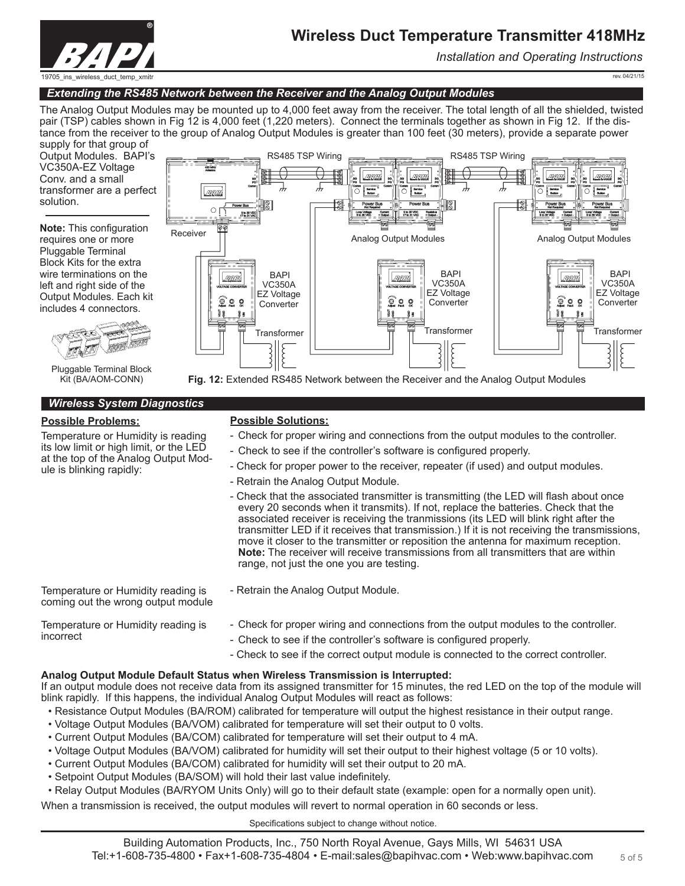## Extending the RS485 Network between the Receiver and the Analog Output Modules

The Analog Output Modules may be mounted up to 4,000 feet away from the receiver. The total length of all the shielded, twisted pair (TSP) cables shown in Fig 12 is 4,000 feet (1,220 meters). Connect the terminals together as shown in Fig 12. If the distance from the receiver to the group of Analog Output Modules is greater than 100 feet (30 meters), provide a separate power supply for that group of Output Modules. BAPI's VC350A-EZ Voltage Conv. and a small transformer are a perfect solution.

**Note:** This configuration requires one or more Pluggable Terminal Block Kits for the extra wire terminations on the left and right side of the Output Modules. Each kit includes 4 connectors.

Pluggable Terminal Block Kit (BA/AOM-CONN)

RS485 TSP Wiring
RS485 TSP Wiring
Receiver
Analog Output Modules
Analog Output Modules
BAPI VC350A EZ Voltage Converter
BAPI VC350A EZ Voltage Converter
BAPI VC350A EZ Voltage Converter
Transformer
Transformer
Transformer

**Fig. 12:** Extended RS485 Network between the Receiver and the Analog Output Modules

## Wireless System Diagnostics

| Possible Problems: | Possible Solutions: |
|---|---|
| Temperature or Humidity is reading its low limit or high limit, or the LED at the top of the Analog Output Module is blinking rapidly: | - Check for proper wiring and connections from the output modules to the controller.<br>- Check to see if the controller's software is configured properly.<br>- Check for proper power to the receiver, repeater (if used) and output modules.<br>- Retrain the Analog Output Module.<br>- Check that the associated transmitter is transmitting (the LED will flash about once every 20 seconds when it transmits). If not, replace the batteries. Check that the associated receiver is receiving the tranmissions (its LED will blink right after the transmitter LED if it receives that transmission.) If it is not receiving the transmissions, move it closer to the transmitter or reposition the antenna for maximum reception. **Note:** The receiver will receive transmissions from all transmitters that are within range, not just the one you are testing. |
| Temperature or Humidity reading is coming out the wrong output module | - Retrain the Analog Output Module. |
| Temperature or Humidity reading is incorrect | - Check for proper wiring and connections from the output modules to the controller.<br>- Check to see if the controller's software is configured properly.<br>- Check to see if the correct output module is connected to the correct controller. |

**Analog Output Module Default Status when Wireless Transmission is Interrupted:**
If an output module does not receive data from its assigned transmitter for 15 minutes, the red LED on the top of the module will blink rapidly. If this happens, the individual Analog Output Modules will react as follows:

- Resistance Output Modules (BA/ROM) calibrated for temperature will output the highest resistance in their output range.
- Voltage Output Modules (BA/VOM) calibrated for temperature will set their output to 0 volts.
- Current Output Modules (BA/COM) calibrated for temperature will set their output to 4 mA.
- Voltage Output Modules (BA/VOM) calibrated for humidity will set their output to their highest voltage (5 or 10 volts).
- Current Output Modules (BA/COM) calibrated for humidity will set their output to 20 mA.
- Setpoint Output Modules (BA/SOM) will hold their last value indefinitely.
- Relay Output Modules (BA/RYOM Units Only) will go to their default state (example: open for a normally open unit).

When a transmission is received, the output modules will revert to normal operation in 60 seconds or less.

Specifications subject to change without notice.

Building Automation Products, Inc., 750 North Royal Avenue, Gays Mills, WI 54631 USA
Tel:+1-608-735-4800 • Fax+1-608-735-4804 • E-mail:sales@bapihvac.com • Web:www.bapihvac.com